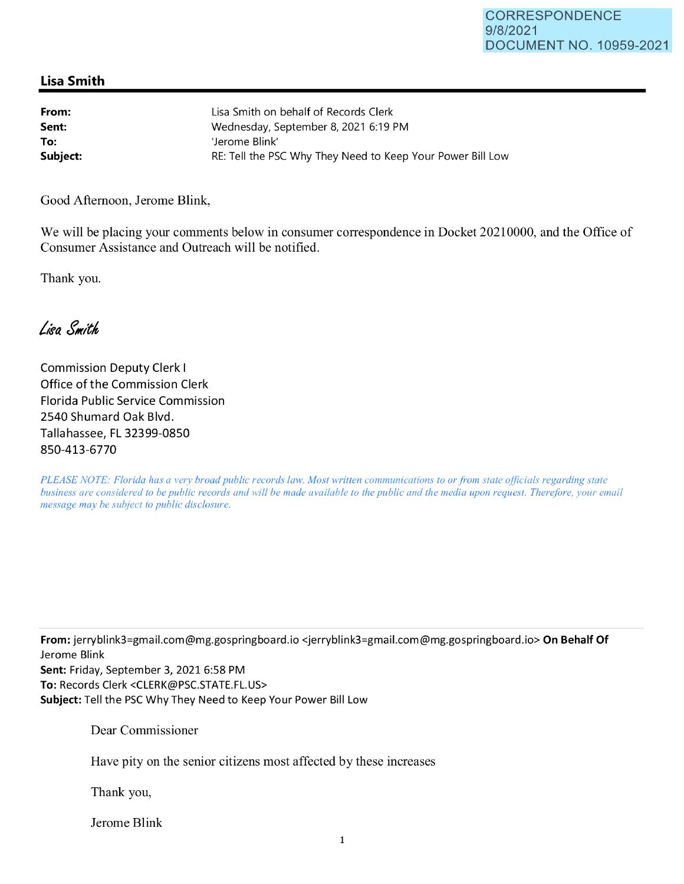CORRESPONDENCE
9/8/2021
DOCUMENT NO. 10959-2021

## Lisa Smith

| | |
|---|---|
| **From:** | Lisa Smith on behalf of Records Clerk |
| **Sent:** | Wednesday, September 8, 2021 6:19 PM |
| **To:** | 'Jerome Blink' |
| **Subject:** | RE: Tell the PSC Why They Need to Keep Your Power Bill Low |

Good Afternoon, Jerome Blink,

We will be placing your comments below in consumer correspondence in Docket 20210000, and the Office of Consumer Assistance and Outreach will be notified.

Thank you.

*Lisa Smith*

Commission Deputy Clerk I
Office of the Commission Clerk
Florida Public Service Commission
2540 Shumard Oak Blvd.
Tallahassee, FL 32399-0850
850-413-6770

*PLEASE NOTE: Florida has a very broad public records law. Most written communications to or from state officials regarding state business are considered to be public records and will be made available to the public and the media upon request. Therefore, your email message may be subject to public disclosure.*

---

**From:** jerryblink3=gmail.com@mg.gospringboard.io <jerryblink3=gmail.com@mg.gospringboard.io> **On Behalf Of** Jerome Blink
**Sent:** Friday, September 3, 2021 6:58 PM
**To:** Records Clerk <CLERK@PSC.STATE.FL.US>
**Subject:** Tell the PSC Why They Need to Keep Your Power Bill Low

Dear Commissioner

Have pity on the senior citizens most affected by these increases

Thank you,

Jerome Blink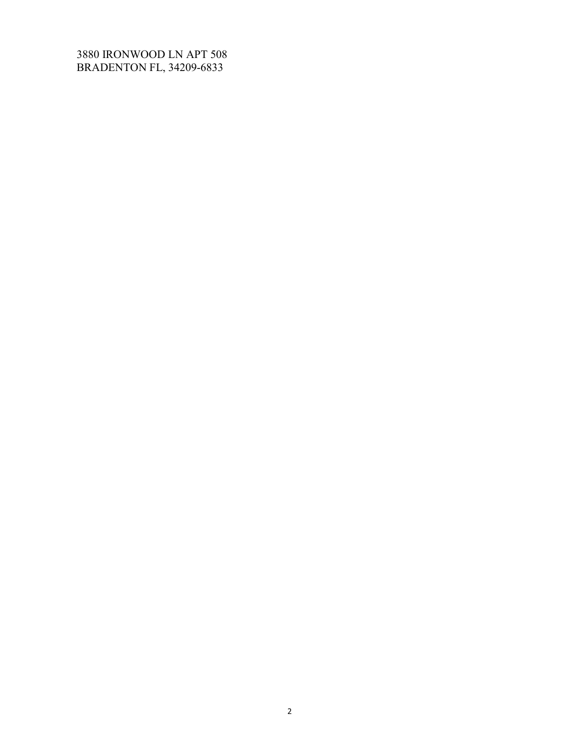3880 IRONWOOD LN APT 508
BRADENTON FL, 34209-6833